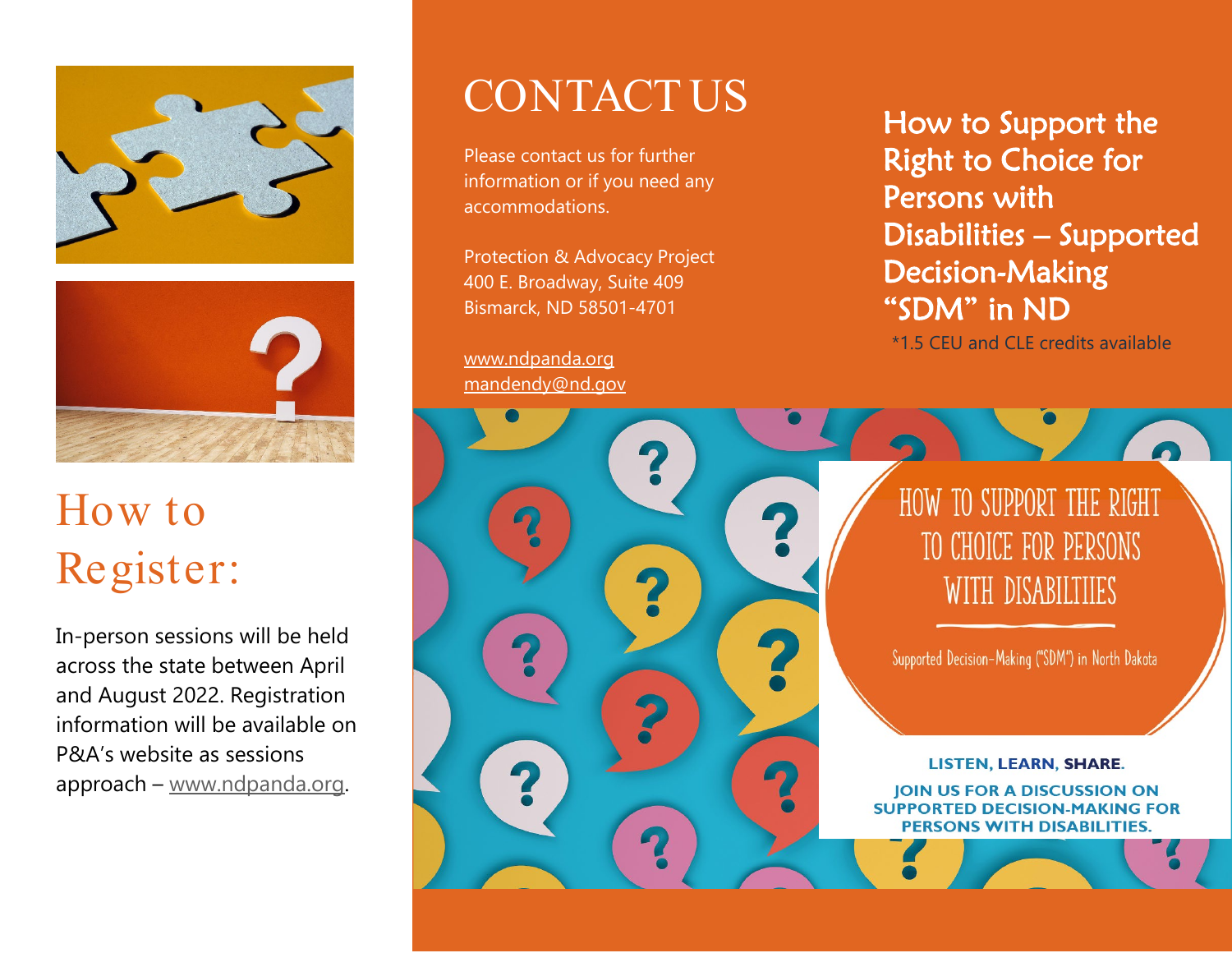# How to Register:

In-person sessions will be held across the state between April and August 2022. Registration information will be available on P&A's website as sessions approach – www.ndpanda.org.

# CONTACT US

Please contact us for further information or if you need any accommodations.

Protection & Advocacy Project
400 E. Broadway, Suite 409
Bismarck, ND 58501-4701

www.ndpanda.org
mandendy@nd.gov

# How to Support the Right to Choice for Persons with Disabilities – Supported Decision-Making "SDM" in ND

*1.5 CEU and CLE credits available

## HOW TO SUPPORT THE RIGHT TO CHOICE FOR PERSONS WITH DISABILTIES

Supported Decision-Making ("SDM") in North Dakota

**LISTEN, LEARN, SHARE.**

**JOIN US FOR A DISCUSSION ON SUPPORTED DECISION-MAKING FOR PERSONS WITH DISABILITIES.**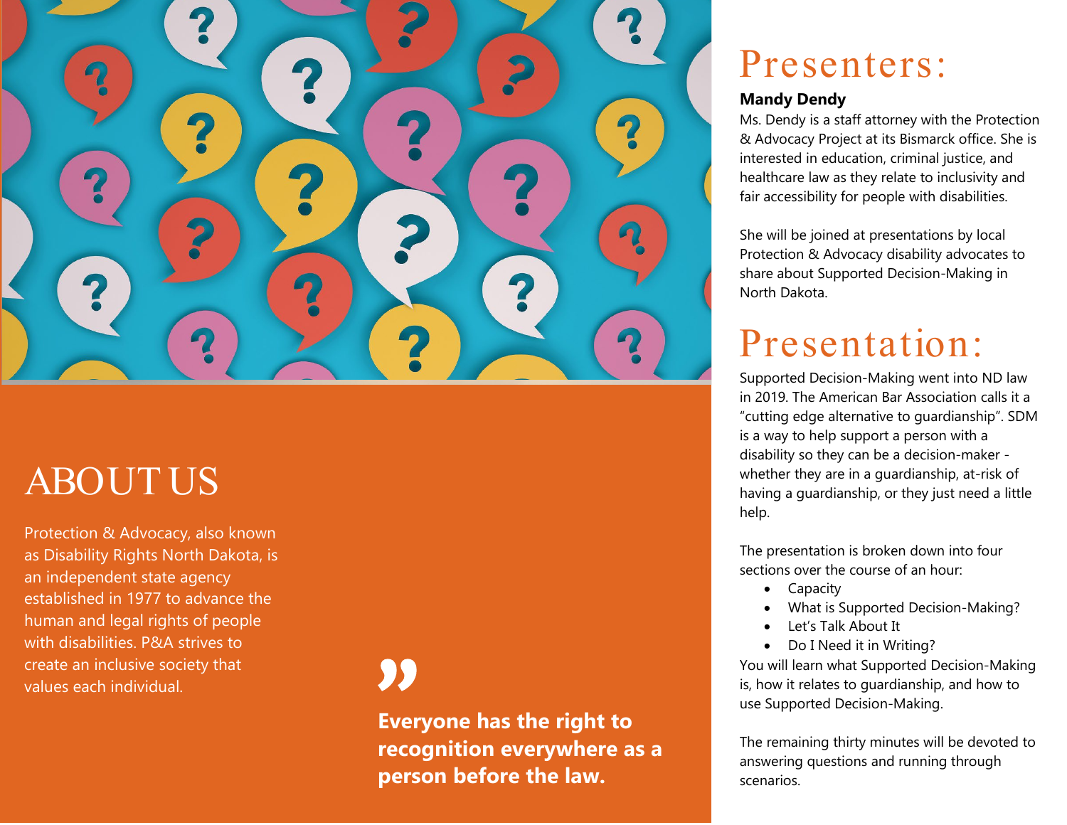# ABOUT US

Protection & Advocacy, also known as Disability Rights North Dakota, is an independent state agency established in 1977 to advance the human and legal rights of people with disabilities. P&A strives to create an inclusive society that values each individual.

> **Everyone has the right to recognition everywhere as a person before the law.**

# Presenters:

**Mandy Dendy**

Ms. Dendy is a staff attorney with the Protection & Advocacy Project at its Bismarck office. She is interested in education, criminal justice, and healthcare law as they relate to inclusivity and fair accessibility for people with disabilities.

She will be joined at presentations by local Protection & Advocacy disability advocates to share about Supported Decision-Making in North Dakota.

# Presentation:

Supported Decision-Making went into ND law in 2019. The American Bar Association calls it a "cutting edge alternative to guardianship". SDM is a way to help support a person with a disability so they can be a decision-maker - whether they are in a guardianship, at-risk of having a guardianship, or they just need a little help.

The presentation is broken down into four sections over the course of an hour:

- Capacity
- What is Supported Decision-Making?
- Let's Talk About It
- Do I Need it in Writing?

You will learn what Supported Decision-Making is, how it relates to guardianship, and how to use Supported Decision-Making.

The remaining thirty minutes will be devoted to answering questions and running through scenarios.